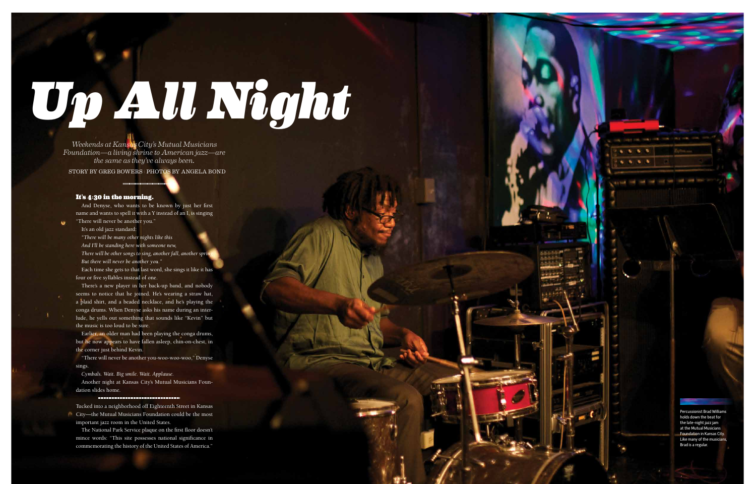# *Up All Night*

*Weekends at Kansas City's Mutual Musicians Foundation—a living shrine to American jazz—are the same as they've always been.*

STORY BY GREG BOWERS | PHOTOS BY ANGELA BOND

**It's 4:30 in the morning.**

And Denyse, who wants to be known by just her first name and wants to spell it with a Y instead of an I, is singing "There will never be another you."

It's an old jazz standard:

*"There will be many other nights like this*
*And I'll be standing here with someone new,*
*There will be other songs to sing, another fall, another spring,*
*But there will never be another you."*

Each time she gets to that last word, she sings it like it has four or five syllables instead of one.

There's a new player in her back-up band, and nobody seems to notice that he joined. He's wearing a straw hat, a plaid shirt, and a beaded necklace, and he's playing the conga drums. When Denyse asks his name during an interlude, he yells out something that sounds like "Kevin" but the music is too loud to be sure.

Earlier, an older man had been playing the conga drums, but he now appears to have fallen asleep, chin-on-chest, in the corner just behind Kevin.

"There will never be another you-woo-woo-woo," Denyse sings.

*Cymbals. Wait. Big smile. Wait. Applause.*

Another night at Kansas City's Mutual Musicians Foundation slides home.

Tucked into a neighborhood off Eighteenth Street in Kansas City—the Mutual Musicians Foundation could be the most important jazz room in the United States.

The National Park Service plaque on the first floor doesn't mince words: "This site possesses national significance in commemorating the history of the United States of America."

Percussionist Brad Williams holds down the beat for the late-night jazz jam at the Mutual Musicians Foundation in Kansas City. Like many of the musicians, Brad is a regular.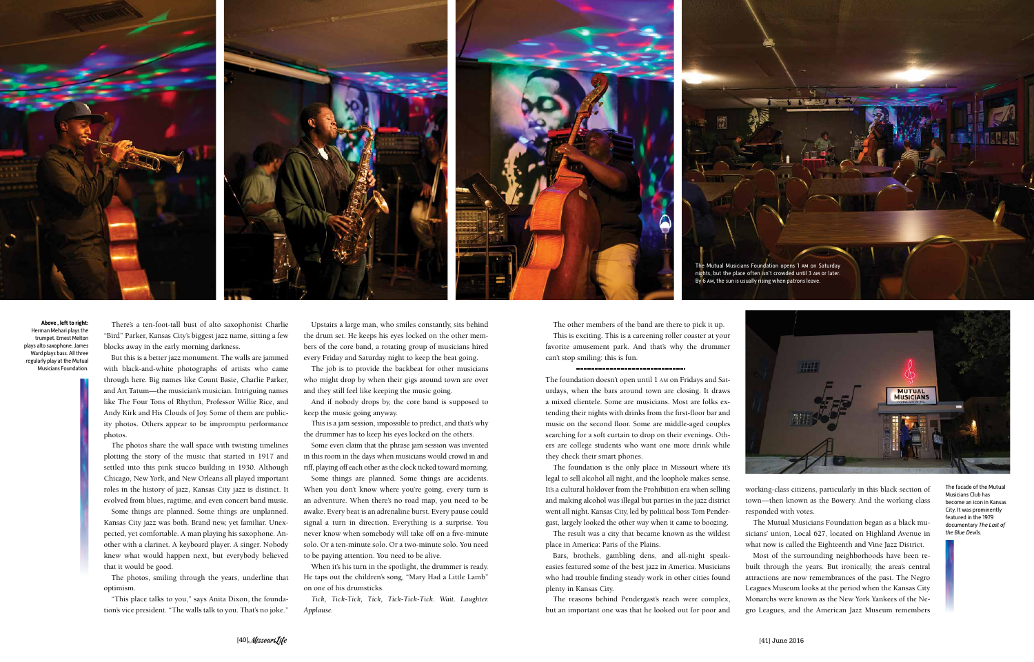The Mutual Musicians Foundation opens 1 AM on Saturday nights, but the place often isn't crowded until 3 AM or later. By 6 AM, the sun is usually rising when patrons leave.

**Above, left to right:** Herman Mehari plays the trumpet. Ernest Melton plays alto saxophone. James Ward plays bass. All three regularly play at the Mutual Musicians Foundation.

There's a ten-foot-tall bust of alto saxophonist Charlie "Bird" Parker, Kansas City's biggest jazz name, sitting a few blocks away in the early morning darkness.

But this is a better jazz monument. The walls are jammed with black-and-white photographs of artists who came through here. Big names like Count Basie, Charlie Parker, and Art Tatum—the musician's musician. Intriguing names like The Four Tons of Rhythm, Professor Willie Rice, and Andy Kirk and His Clouds of Joy. Some of them are publicity photos. Others appear to be impromptu performance photos.

The photos share the wall space with twisting timelines plotting the story of the music that started in 1917 and settled into this pink stucco building in 1930. Although Chicago, New York, and New Orleans all played important roles in the history of jazz, Kansas City jazz is distinct. It evolved from blues, ragtime, and even concert band music.

Some things are planned. Some things are unplanned. Kansas City jazz was both. Brand new, yet familiar. Unexpected, yet comfortable. A man playing his saxophone. Another with a clarinet. A keyboard player. A singer. Nobody knew what would happen next, but everybody believed that it would be good.

The photos, smiling through the years, underline that optimism.

"This place talks to you," says Anita Dixon, the foundation's vice president. "The walls talk to you. That's no joke."

Upstairs a large man, who smiles constantly, sits behind the drum set. He keeps his eyes locked on the other members of the core band, a rotating group of musicians hired every Friday and Saturday night to keep the beat going.

The job is to provide the backbeat for other musicians who might drop by when their gigs around town are over and they still feel like keeping the music going.

And if nobody drops by, the core band is supposed to keep the music going anyway.

This is a jam session, impossible to predict, and that's why the drummer has to keep his eyes locked on the others.

Some even claim that the phrase jam session was invented in this room in the days when musicians would crowd in and riff, playing off each other as the clock ticked toward morning.

Some things are planned. Some things are accidents. When you don't know where you're going, every turn is an adventure. When there's no road map, you need to be awake. Every beat is an adrenaline burst. Every pause could signal a turn in direction. Everything is a surprise. You never know when somebody will take off on a five-minute solo. Or a ten-minute solo. Or a two-minute solo. You need to be paying attention. You need to be alive.

When it's his turn in the spotlight, the drummer is ready. He taps out the children's song, "Mary Had a Little Lamb" on one of his drumsticks.

*Tick, Tick-Tick, Tick, Tick-Tick-Tick. Wait. Laughter. Applause.*

The other members of the band are there to pick it up.

This is exciting. This is a careening roller coaster at your favorite amusement park. And that's why the drummer can't stop smiling: this is fun.

---

The foundation doesn't open until 1 AM on Fridays and Saturdays, when the bars around town are closing. It draws a mixed clientele. Some are musicians. Most are folks extending their nights with drinks from the first-floor bar and music on the second floor. Some are middle-aged couples searching for a soft curtain to drop on their evenings. Others are college students who want one more drink while they check their smart phones.

The foundation is the only place in Missouri where it's legal to sell alcohol all night, and the loophole makes sense. It's a cultural holdover from the Prohibition era when selling and making alcohol was illegal but parties in the jazz district went all night. Kansas City, led by political boss Tom Pendergast, largely looked the other way when it came to boozing.

The result was a city that became known as the wildest place in America: Paris of the Plains.

Bars, brothels, gambling dens, and all-night speakeasies featured some of the best jazz in America. Musicians who had trouble finding steady work in other cities found plenty in Kansas City.

The reasons behind Pendergast's reach were complex, but an important one was that he looked out for poor and working-class citizens, particularly in this black section of town—then known as the Bowery. And the working class responded with votes.

The Mutual Musicians Foundation began as a black musicians' union, Local 627, located on Highland Avenue in what now is called the Eighteenth and Vine Jazz District.

Most of the surrounding neighborhoods have been rebuilt through the years. But ironically, the area's central attractions are now remembrances of the past. The Negro Leagues Museum looks at the period when the Kansas City Monarchs were known as the New York Yankees of the Negro Leagues, and the American Jazz Museum remembers

The facade of the Mutual Musicians Club has become an icon in Kansas City. It was prominently featured in the 1979 documentary *The Last of the Blue Devils*.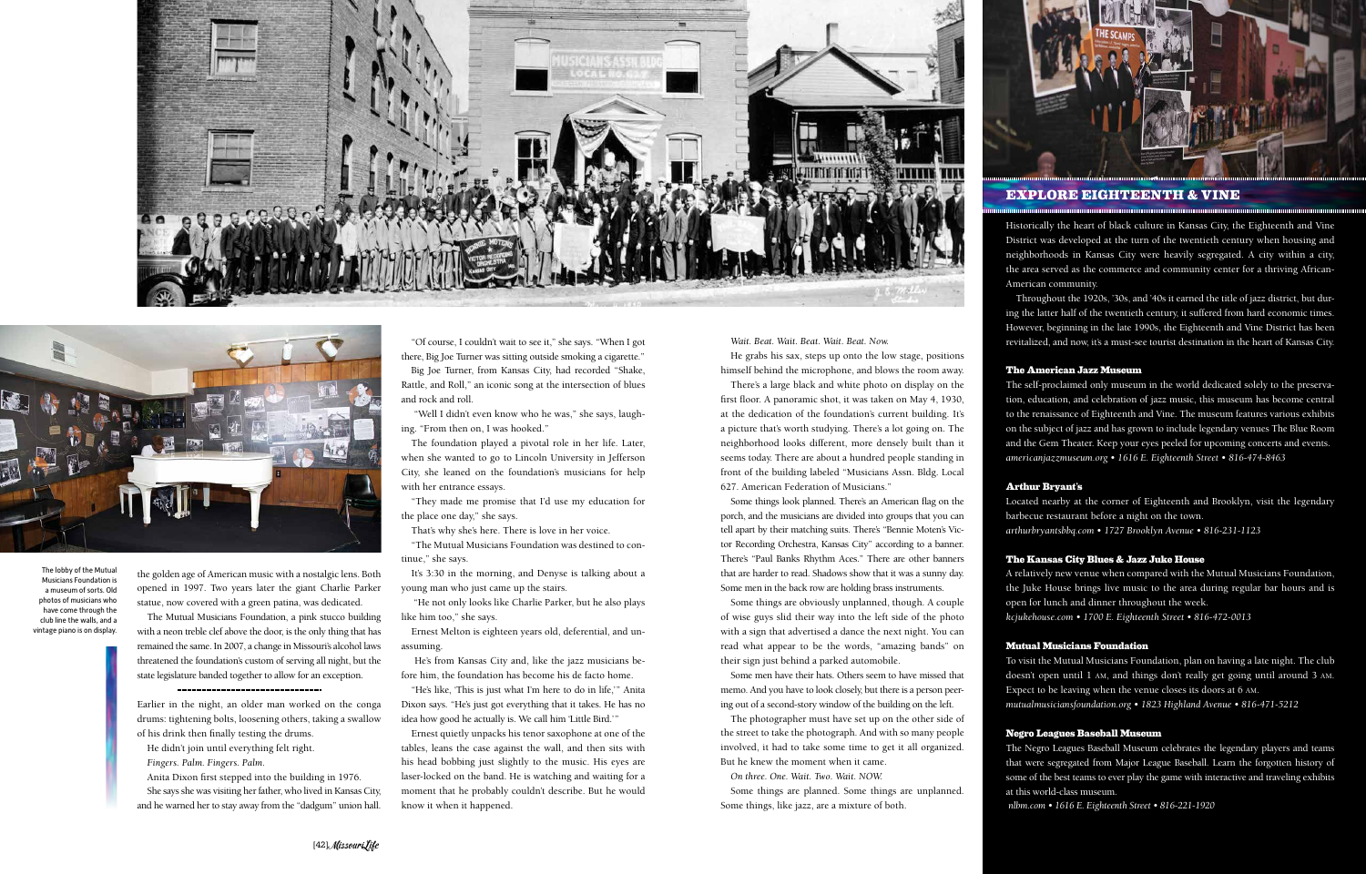The lobby of the Mutual Musicians Foundation is a museum of sorts. Old photos of musicians who have come through the club line the walls, and a vintage piano is on display.

the golden age of American music with a nostalgic lens. Both opened in 1997. Two years later the giant Charlie Parker statue, now covered with a green patina, was dedicated.

The Mutual Musicians Foundation, a pink stucco building with a neon treble clef above the door, is the only thing that has remained the same. In 2007, a change in Missouri's alcohol laws threatened the foundation's custom of serving all night, but the state legislature banded together to allow for an exception.

---

Earlier in the night, an older man worked on the conga drums: tightening bolts, loosening others, taking a swallow of his drink then finally testing the drums.

He didn't join until everything felt right.

*Fingers. Palm. Fingers. Palm.*

Anita Dixon first stepped into the building in 1976.

She says she was visiting her father, who lived in Kansas City, and he warned her to stay away from the "dadgum" union hall.

"Of course, I couldn't wait to see it," she says. "When I got there, Big Joe Turner was sitting outside smoking a cigarette."

Big Joe Turner, from Kansas City, had recorded "Shake, Rattle, and Roll," an iconic song at the intersection of blues and rock and roll.

"Well I didn't even know who he was," she says, laughing. "From then on, I was hooked."

The foundation played a pivotal role in her life. Later, when she wanted to go to Lincoln University in Jefferson City, she leaned on the foundation's musicians for help with her entrance essays.

"They made me promise that I'd use my education for the place one day," she says.

That's why she's here. There is love in her voice.

"The Mutual Musicians Foundation was destined to continue," she says.

It's 3:30 in the morning, and Denyse is talking about a young man who just came up the stairs.

"He not only looks like Charlie Parker, but he also plays like him too," she says.

Ernest Melton is eighteen years old, deferential, and unassuming.

He's from Kansas City and, like the jazz musicians before him, the foundation has become his de facto home.

"He's like, 'This is just what I'm here to do in life,'" Anita Dixon says. "He's just got everything that it takes. He has no idea how good he actually is. We call him 'Little Bird.'"

Ernest quietly unpacks his tenor saxophone at one of the tables, leans the case against the wall, and then sits with his head bobbing just slightly to the music. His eyes are laser-locked on the band. He is watching and waiting for a moment that he probably couldn't describe. But he would know it when it happened.

*Wait. Beat. Wait. Beat. Wait. Beat. Now.*

He grabs his sax, steps up onto the low stage, positions himself behind the microphone, and blows the room away.

There's a large black and white photo on display on the first floor. A panoramic shot, it was taken on May 4, 1930, at the dedication of the foundation's current building. It's a picture that's worth studying. There's a lot going on. The neighborhood looks different, more densely built than it seems today. There are about a hundred people standing in front of the building labeled "Musicians Assn. Bldg. Local 627. American Federation of Musicians."

Some things look planned. There's an American flag on the porch, and the musicians are divided into groups that you can tell apart by their matching suits. There's "Bennie Moten's Victor Recording Orchestra, Kansas City" according to a banner. There's "Paul Banks Rhythm Aces." There are other banners that are harder to read. Shadows show that it was a sunny day. Some men in the back row are holding brass instruments.

Some things are obviously unplanned, though. A couple of wise guys slid their way into the left side of the photo with a sign that advertised a dance the next night. You can read what appear to be the words, "amazing bands" on their sign just behind a parked automobile.

Some men have their hats. Others seem to have missed that memo. And you have to look closely, but there is a person peering out of a second-story window of the building on the left.

The photographer must have set up on the other side of the street to take the photograph. And with so many people involved, it had to take some time to get it all organized. But he knew the moment when it came.

*On three. One. Wait. Two. Wait. NOW.*

Some things are planned. Some things are unplanned. Some things, like jazz, are a mixture of both.

## EXPLORE EIGHTEENTH & VINE

Historically the heart of black culture in Kansas City, the Eighteenth and Vine District was developed at the turn of the twentieth century when housing and neighborhoods in Kansas City were heavily segregated. A city within a city, the area served as the commerce and community center for a thriving African-American community.

Throughout the 1920s, '30s, and '40s it earned the title of jazz district, but during the latter half of the twentieth century, it suffered from hard economic times. However, beginning in the late 1990s, the Eighteenth and Vine District has been revitalized, and now, it's a must-see tourist destination in the heart of Kansas City.

### The American Jazz Museum

The self-proclaimed only museum in the world dedicated solely to the preservation, education, and celebration of jazz music, this museum has become central to the renaissance of Eighteenth and Vine. The museum features various exhibits on the subject of jazz and has grown to include legendary venues The Blue Room and the Gem Theater. Keep your eyes peeled for upcoming concerts and events.

*americanjazzmuseum.org • 1616 E. Eighteenth Street • 816-474-8463*

### Arthur Bryant's

Located nearby at the corner of Eighteenth and Brooklyn, visit the legendary barbecue restaurant before a night on the town.

*arthurbryantsbbq.com • 1727 Brooklyn Avenue • 816-231-1123*

### The Kansas City Blues & Jazz Juke House

A relatively new venue when compared with the Mutual Musicians Foundation, the Juke House brings live music to the area during regular bar hours and is open for lunch and dinner throughout the week.

*kcjukehouse.com • 1700 E. Eighteenth Street • 816-472-0013*

### Mutual Musicians Foundation

To visit the Mutual Musicians Foundation, plan on having a late night. The club doesn't open until 1 AM, and things don't really get going until around 3 AM. Expect to be leaving when the venue closes its doors at 6 AM.

*mutualmusiciansfoundation.org • 1823 Highland Avenue • 816-471-5212*

### Negro Leagues Baseball Museum

The Negro Leagues Baseball Museum celebrates the legendary players and teams that were segregated from Major League Baseball. Learn the forgotten history of some of the best teams to ever play the game with interactive and traveling exhibits at this world-class museum.

*nlbm.com • 1616 E. Eighteenth Street • 816-221-1920*